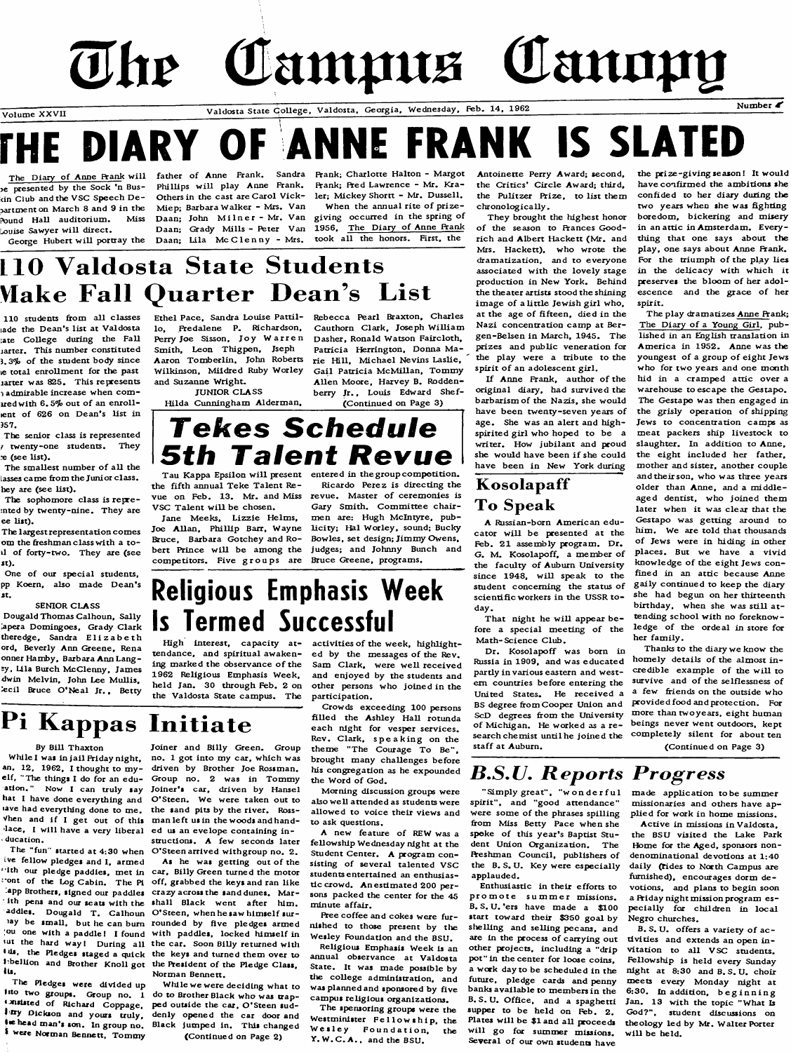# The Campus Canopy

Volume XXVII — Valdosta State College, Valdosta, Georgia, Wednesday, Feb. 14, 1962 — Number 4

# THE DIARY OF ANNE FRANK IS SLATED

The Diary of Anne Frank will be presented by the Sock 'n Buskin Club and the VSC Speech Department on March 8 and 9 in the Pound Hall auditorium. Miss Louise Sawyer will direct.

George Hubert will portray the father of Anne Frank. Sandra Phillips will play Anne Frank. Others in the cast are Carol Vickers - Miep; Barbara Walker - Mrs. Van Daan; John Milner - Mr. Van Daan; Grady Mills - Peter Van Daan; Lila McClenny - Mrs. Frank; Charlotte Halton - Margot Frank; Fred Lawrence - Mr. Kraler; Mickey Shortt - Mr. Dussell.

When the annual rite of prize-giving occurred in the spring of 1956, The Diary of Anne Frank took all the honors. First, the Antoinette Perry Award; second, the Critics' Circle Award; third, the Pulitzer Prize, to list them chronologically.

They brought the highest honor of the season to Frances Goodrich and Albert Hackett (Mr. and Mrs. Hackett), who wrote the dramatization, and to everyone associated with the lovely stage production in New York. Behind the theater artists stood the shining image of a little Jewish girl who, at the age of fifteen, died in the Nazi concentration camp at Bergen-Belsen in March, 1945. The prizes and public veneration for the play were a tribute to the spirit of an adolescent girl.

If Anne Frank, author of the original diary, had survived the barbarism of the Nazis, she would have been twenty-seven years of age. She was an alert and high-spirited girl who hoped to be a writer. How jubilant and proud she would have been if she could have been in New York during the prize-giving season! It would have confirmed the ambitions she confided to her diary during the two years when she was fighting boredom, bickering and misery in an attic in Amsterdam. Everything that one says about the play, one says about Anne Frank. For the triumph of the play lies in the delicacy with which it preserves the bloom of her adolescence and the grace of her spirit.

The play dramatizes Anne Frank: The Diary of a Young Girl, published in an English translation in America in 1952. Anne was the youngest of a group of eight Jews who for two years and one month hid in a cramped attic over a warehouse to escape the Gestapo. The Gestapo was then engaged in the grisly operation of shipping Jews to concentration camps as meat packers ship livestock to slaughter. In addition to Anne, the eight included her father, mother and sister, another couple and their son, who was three years older than Anne, and a middle-aged dentist, who joined them later when it was clear that the Gestapo was getting around to him. We are told that thousands of Jews were in hiding in other places. But we have a vivid knowledge of the eight Jews confined in an attic because Anne gaily continued to keep the diary she had begun on her thirteenth birthday, when she was still attending school with no foreknowledge of the ordeal in store for her family.

Thanks to the diary we know the homely details of the almost incredible example of the will to survive and of the selflessness of a few friends on the outside who provided food and protection. For more than two years, eight human beings never went outdoors, kept completely silent for about ten

(Continued on Page 3)

# 110 Valdosta State Students Make Fall Quarter Dean's List

110 students from all classes made the Dean's list at Valdosta State College during the Fall Quarter. This number constituted 13.3% of the student body since the total enrollment for the past quarter was 825. This represents an admirable increase when compared with 6.5% out of an enrollment of 626 on Dean's list in 1957.

The senior class is represented by twenty-one students. They are (see list).

The smallest number of all the classes came from the Junior class. They are (see list).

The sophomore class is represented by twenty-nine. They are (see list).

The largest representation comes from the freshman class with a total of forty-two. They are (see list).

One of our special students, Pp Koern, also made Dean's List.

SENIOR CLASS

Dougald Thomas Calhoun, Sally Capera Domingoes, Grady Clark Etheredge, Sandra Elizabeth Ford, Beverly Ann Greene, Rena Bonner Hamby, Barbara Ann Langley, Lila Burch McClenny, James Edwin Melvin, John Lee Mullis, Cecil Bruce O'Neal Jr., Betty Ethel Pace, Sandra Louise Pattillo, Fredalene P. Richardson, Perry Joe Sisson, Joy Warren Smith, Leon Thigpen, Jseph Aaron Tomberlin, John Roberts Wilkinson, Mildred Ruby Worley and Suzanne Wright.

JUNIOR CLASS

Hilda Cunningham Alderman, Rebecca Pearl Braxton, Charles Cauthorn Clark, Joseph William Dasher, Ronald Watson Faircloth, Patricia Herrington, Donna Marie Hill, Michael Nevins Laslie, Gail Patricia McMillan, Tommy Allen Moore, Harvey B. Roddenberry Jr., Louis Edward Shefberry (Continued on Page 3)

# Tekes Schedule 5th Talent Revue

Tau Kappa Epsilon will present the fifth annual Teke Talent Revue on Feb. 13. Mr. and Miss VSC Talent will be chosen.

Jane Meeks, Lizzie Helms, Joe Allan, Phillip Barr, Wayne Bruce, Barbara Gotchey and Robert Prince will be among the competitors. Five groups are entered in the group competition.

Ricardo Perez is directing the revue. Master of ceremonies is Gary Smith. Committee chairmen are: Hugh McIntyre, publicity; Hal Worley, sound; Bucky Bowles, set design; Jimmy Owens, judges; and Johnny Bunch and Bruce Greene, programs.

# Kosolapaff To Speak

A Russian-born American educator will be presented at the Feb. 21 assembly program. Dr. G. M. Kosolapoff, a member of the faculty of Auburn University since 1948, will speak to the student concerning the status of scientific workers in the USSR today.

That night he will appear before a special meeting of the Math-Science Club.

Dr. Kosolapoff was born in Russia in 1909, and was educated partly in various eastern and western countries before entering the United States. He received a BS degree from Cooper Union and ScD degrees from the University of Michigan. He worked as a research chemist until he joined the staff at Auburn.

# Religious Emphasis Week Is Termed Successful

High interest, capacity attendance, and spiritual awakening marked the observance of the 1962 Religious Emphasis Week, held Jan. 30 through Feb. 2 on the Valdosta State campus. The activities of the week, highlighted by the messages of the Rev. Sam Clark, were well received and enjoyed by the students and other persons who joined in the participation.

Crowds exceeding 100 persons filled the Ashley Hall rotunda each night for vesper services. Rev. Clark, speaking on the theme "The Courage To Be", brought many challenges before his congregation as he expounded the Word of God.

Morning discussion groups were also well attended as students were allowed to voice their views and to ask questions.

A new feature of REW was a fellowship Wednesday night at the Student Center. A program consisting of several talented VSC students entertained an enthusiastic crowd. An estimated 200 persons packed the center for the 45 minute affair.

Free coffee and cokes were furnished to those present by the Wesley Foundation and the BSU.

Religious Emphasis Week is an annual observance at Valdosta State. It was made possible by the college administration, and was planned and sponsored by five campus religious organizations.

The sponsoring groups were the Westminister Fellowship, the Wesley Foundation, the Y.W.C.A., and the BSU.

# Pi Kappas Initiate

By Bill Thaxton

While I was in jail Friday night, Jan. 12, 1962, I thought to myself, "The things I do for an education." Now I can truly say that I have done everything and have had everything done to me. When and if I get out of this place, I will have a very liberal education.

The "fun" started at 4:30 when five fellow pledges and I, armed with our pledge paddles, met in front of the Log Cabin. The Pi Kapp Brothers, signed our paddles with pens and our seats with the paddles. Dougald T. Calhoun may be small, but he can burn you one with a paddle! I found out the hard way! During all this, the Pledges staged a quick rebellion and Brother Knoll got his.

The Pledges were divided up into two groups. Group no. 1 consisted of Richard Coppage, Jerry Dickson and yours truly, the head man's son. In group no. 2 were Norman Bennett, Tommy Joiner and Billy Green. Group no. 1 got into my car, which was driven by Brother Joe Rossman. Group no. 2 was in Tommy Joiner's car, driven by Hansel O'Steen. We were taken out to the sand pits by the river. Rossman left us in the woods and handed us an evelope containing instructions. A few seconds later O'Steen arrived with group no. 2.

As he was getting out of the car, Billy Green turned the motor off, grabbed the keys and ran like crazy across the sand dunes. Marshall Black went after him. O'Steen, when he saw himself surrounded by five pledges armed with paddles, locked himself in the car. Soon Billy returned with the keys and turned them over to the President of the Pledge Class, Norman Bennett.

While we were deciding what to do to Brother Black who was trapped outside the car, O'Steen suddenly opened the car door and Black jumped in. This changed

(Continued on Page 2)

# B.S.U. Reports Progress

"Simply great", "wonderful spirit", and "good attendance" were some of the phrases spilling from Miss Betty Pace when she spoke of this year's Baptist Student Union Organization. The Freshman Council, publishers of the B.S.U. Key were especially applauded.

Enthusiastic in their efforts to promote summer missions, B.S.U.'ers have made a $100 start toward their $350 goal by shelling and selling pecans, and are in the process of carrying out other projects, including a "drip pot" in the center for loose coins, a work day to be scheduled in the future, pledge cards and penny banks available to members in the B.S.U. Office, and a spaghetti supper to be held on Feb. 2. Plates will be $1 and all proceeds will go for summer missions. Several of our own students have made application to be summer missionaries and others have applied for work in home missions.

Active in missions in Valdosta, the BSU visited the Lake Park Home for the Aged, sponsors nondenominational devotions at 1:40 daily (rides to North Campus are furnished), encourages dorm devotions, and plans to begin soon a Friday night mission program especially for children in local Negro churches.

B.S.U. offers a variety of activities and extends an open invitation to all VSC students. Fellowship is held every Sunday night at 8:30 and B.S.U. choir meets every Monday night at 6:30. In addition, beginning Jan. 13 with the topic "What Is God?", student discussions on theology led by Mr. Walter Porter will be held.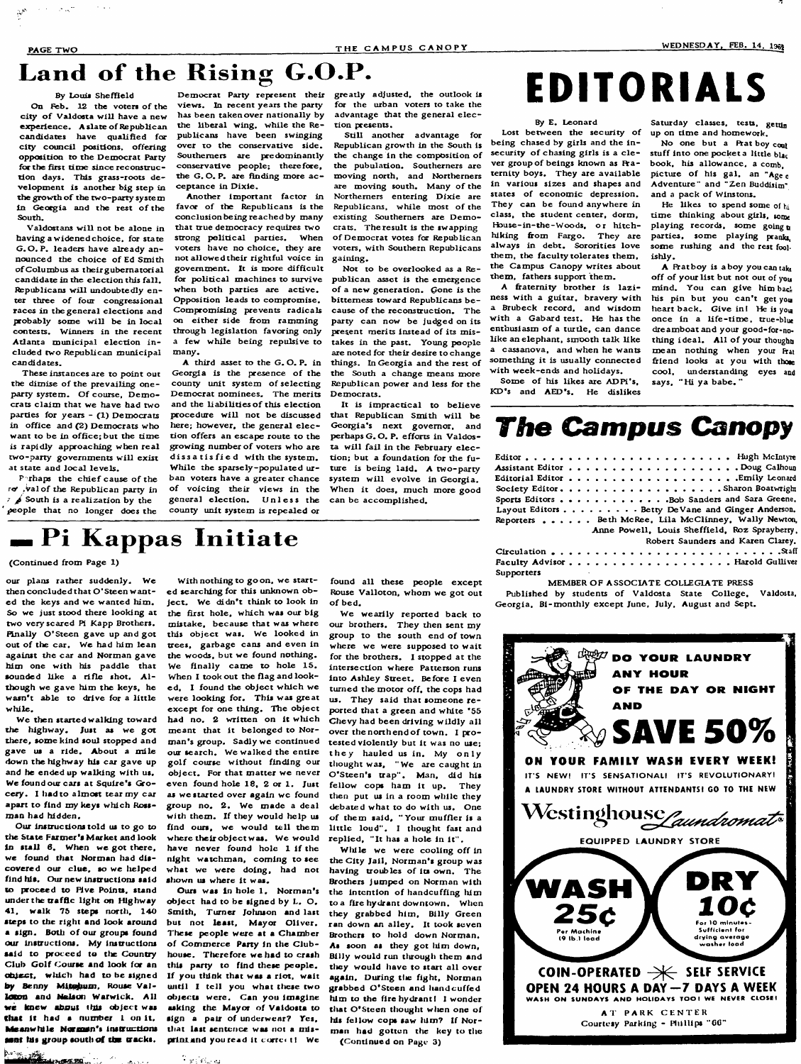# Land of the Rising G.O.P.

By Louis Sheffield

On Feb. 12 the voters of the city of Valdosta will have a new experience. A slate of Republican candidates have qualified for city council positions, offering opposition to the Democrat Party for the first time since reconstruction days. This grass-roots development is another big step in the growth of the two-party system in Georgia and the rest of the South.

Valdostans will not be alone in having a widened choice, for state G.O.P. leaders have already announced the choice of Ed Smith of Columbus as their gubernatorial candidate in the election this fall. Republicans will undoubtedly enter three of four congressional races in the general elections and probably some will be in local contests. Winners in the recent Atlanta municipal election included two Republican municipal candidates.

These instances are to point out the dimise of the prevailing one-party system. Of course, Democrats claim that we have had two parties for years - (1) Democrats in office and (2) Democrats who want to be in office; but the time is rapidly approaching when real two-party governments will exist at state and local levels.

Perhaps the chief cause of the revival of the Republican party in the South is a realization by the people that no longer does the Democrat Party represent their views. In recent years the party has been taken over nationally by the liberal wing, while the Republicans have been swinging over to the conservative side. Southerners are predominantly conservative people; therefore, the G.O.P. are finding more acceptance in Dixie.

Another important factor in favor of the Republicans is the conclusion being reached by many that true democracy requires two strong political parties. When voters have no choice, they are not allowed their rightful voice in government. It is more difficult for political machines to survive when both parties are active. Opposition leads to compromise. Compromising prevents radicals on either side from ramming through legislation favoring only a few while being repulsive to many.

A third asset to the G.O.P. in Georgia is the presence of the county unit system of selecting Democrat nominees. The merits and the liabilities of this election procedure will not be discussed here; however, the general election offers an escape route to the growing number of voters who are dissatisfied with the system. While the sparsely-populated urban voters have a greater chance of voicing their views in the general election. Unless the county unit system is repealed or greatly adjusted, the outlook is for the urban voters to take the advantage that the general election presents.

Still another advantage for Republican growth in the South is the change in the composition of the pubulation. Southerners are moving north, and Northerners are moving south. Many of the Northerners entering Dixie are Republicans, while most of the existing Southerners are Democrats. The result is the swapping of Democrat votes for Republican voters, with Southern Republicans gaining.

Not to be overlooked as a Republican asset is the emergence of a new generation. Gone is the bitterness toward Republicans because of the reconstruction. The party can now be judged on its present merits instead of its mistakes in the past. Young people are noted for their desire to change things. In Georgia and the rest of the South a change means more Republican power and less for the Democrats.

It is impractical to believe that Republican Smith will be Georgia's next governor, and perhaps G.O.P. efforts in Valdosta will fail in the February election; but a foundation for the future is being laid. A two-party system will evolve in Georgia. When it does, much more good can be accomplished.

# EDITORIALS

By E. Leonard

Lost between the security of being chased by girls and the insecurity of chasing girls is a clever group of beings known as Fraternity boys. They are available in various sizes and shapes and states of economic depression. They can be found anywhere in class, the student center, dorm, House-in-the-Woods, or hitchhiking from Fargo. They are always in debt. Sororities love them, the faculty tolerates them, the Campus Canopy writes about them, fathers support them.

A fraternity brother is laziness with a guitar, bravery with a Brubeck record, and wisdom with a Gabard test. He has the enthusiasm of a turtle, can dance like an elephant, smooth talk like a cassanova, and when he wants something it is usually connected with week-ends and holidays.

Some of his likes are ADPi's, KD's and AED's. He dislikes Saturday classes, tests, getting up on time and homework.

No one but a Frat boy could stuff into one pocket a little black book, his allowance, a comb, picture of his gal, an "Age of Adventure" and "Zen Buddism" and a pack of Winstons.

He likes to spend some of his time thinking about girls, some playing records, some going to parties, some playing pranks, some rushing and the rest foolishly.

A Frat boy is a boy you can take off of your list but not out of your mind. You can give him back his pin but you can't get your heart back. Give in! He is your once in a life-time, true-blue dreamboat and your good-for-nothing ideal. All of your thoughts mean nothing when your Frat friend looks at you with those cool, understanding eyes and says, "Hi ya babe."

# The Campus Canopy

Editor . . . . . . . . . . . . Hugh McIntyre
Assistant Editor . . . . . . . . . . . . Doug Calhoun
Editorial Editor . . . . . . . . . . . . Emily Leonard
Society Editor . . . . . . . . . . . . Sharon Boatwright
Sports Editors . . . . . . . . . . . . Bob Sanders and Sara Greene.
Layout Editors . . . . . . . . . . . . Betty DeVane and Ginger Anderson.
Reporters . . . . . . Beth McRee, Lila McClinney, Wally Newton, Anne Powell, Louis Sheffield, Roz Sprayberry, Robert Saunders and Karen Clarey.
Circulation . . . . . . . . . . . . Staff
Faculty Advisor . . . . . . . . . . . . Harold Gulliver
Supporters

MEMBER OF ASSOCIATE COLLEGIATE PRESS

Published by students of Valdosta State College, Valdosta, Georgia. Bi-monthly except June, July, August and Sept.

DO YOUR LAUNDRY ANY HOUR OF THE DAY OR NIGHT AND SAVE 50% ON YOUR FAMILY WASH EVERY WEEK!

IT'S NEW! IT'S SENSATIONAL! IT'S REVOLUTIONARY! A LAUNDRY STORE WITHOUT ATTENDANTS! GO TO THE NEW

Westinghouse Laundromat

EQUIPPED LAUNDRY STORE

WASH 25¢ Per Machine (9 lb.) load

DRY 10¢ For 10 minutes - Sufficient for drying average washer load

COIN-OPERATED SELF SERVICE
OPEN 24 HOURS A DAY — 7 DAYS A WEEK
WASH ON SUNDAYS AND HOLIDAYS TOO! WE NEVER CLOSE!

AT PARK CENTER
Courtesy Parking - Phillips "66"

# Pi Kappas Initiate

(Continued from Page 1)

our plans rather suddenly. We then concluded that O'Steen wanted the keys and we wanted him. So we just stood there looking at two very scared Pi Kapp Brothers. Finally O'Steen gave up and got out of the car. We had him lean against the car and Norman gave him one with his paddle that sounded like a rifle shot. Although we gave him the keys, he wasn't able to drive for a little while.

We then started walking toward the highway. Just as we got there, some kind soul stopped and gave us a ride. About a mile down the highway his car gave up and he ended up walking with us. We found our cars at Squire's Grocery. I had to almost tear my car apart to find my keys which Rossman had hidden.

Our instructions told us to go to the State Farmer's Market and look in stall 6. When we got there, we found that Norman had discovered our clue, so we helped find his. Our new instructions said to proceed to Five Points, stand under the traffic light on Highway 41, walk 75 steps north, 140 steps to the right and look around a sign. Both of our groups found our instructions. My instructions said to proceed to the Country Club Golf Course and look for an object, which had to be signed by Benny Mitchum, Rouse Valloton and Nelson Warwick. All we knew about this object was that it had a number 1 on it. Meanwhile Norman's instructions sent his group south of the tracks.

With nothing to go on, we started searching for this unknown object. We didn't think to look in the first hole, which was our big mistake, because that was where this object was. We looked in trees, garbage cans and even in the woods, but we found nothing. We finally came to hole 15. When I took out the flag and looked, I found the object which we were looking for. This was great except for one thing. The object had no. 2 written on it which meant that it belonged to Norman's group. Sadly we continued our search. We walked the entire golf course without finding our object. For that matter we never even found hole 18, 2 or 1. Just as we started over again we found group no. 2. We made a deal with them. If they would help us find ours, we would tell them where their object was. We would have never found hole 1 if the night watchman, coming to see what we were doing, had not shown us where it was.

Ours was in hole 1. Norman's object had to be signed by L. O. Smith, Turner Johnson and last but not least, Mayor Oliver. These people were at a Chamber of Commerce Party in the Clubhouse. Therefore we had to crash this party to find these people. If you think that was a riot, wait until I tell you what these two objects were. Can you imagine asking the Mayor of Valdosta to sign a pair of underwear? Yes, that last sentence was not a misprint and you read it correct! We found all these people except Rouse Valloton, whom we got out of bed.

We wearily reported back to our brothers. They then sent my group to the south end of town where we were supposed to wait for the brothers. I stopped at the intersection where Patterson runs into Ashley Street. Before I even turned the motor off, the cops had us. They said that someone reported that a green and white '55 Chevy had been driving wildly all over the north end of town. I protested violently but it was no use; they hauled us in. My only thought was, "We are caught in O'Steen's trap". Man, did his fellow cops ham it up. They then put us in a room while they debated what to do with us. One of them said, "Your muffler is a little loud". I thought fast and replied, "It has a hole in it".

While we were cooling off in the City Jail, Norman's group was having troubles of its own. The Brothers jumped on Norman with the intention of handcuffing him to a fire hydrant downtown. When they grabbed him, Billy Green ran down an alley. It took seven Brothers to hold down Norman. As soon as they got him down, Billy would run through them and they would have to start all over again. During the fight, Norman grabbed O'Steen and handcuffed him to the fire hydrant! I wonder that O'Steen thought when one of his fellow cops saw him? If Norman had gotten the key to the

(Continued on Page 3)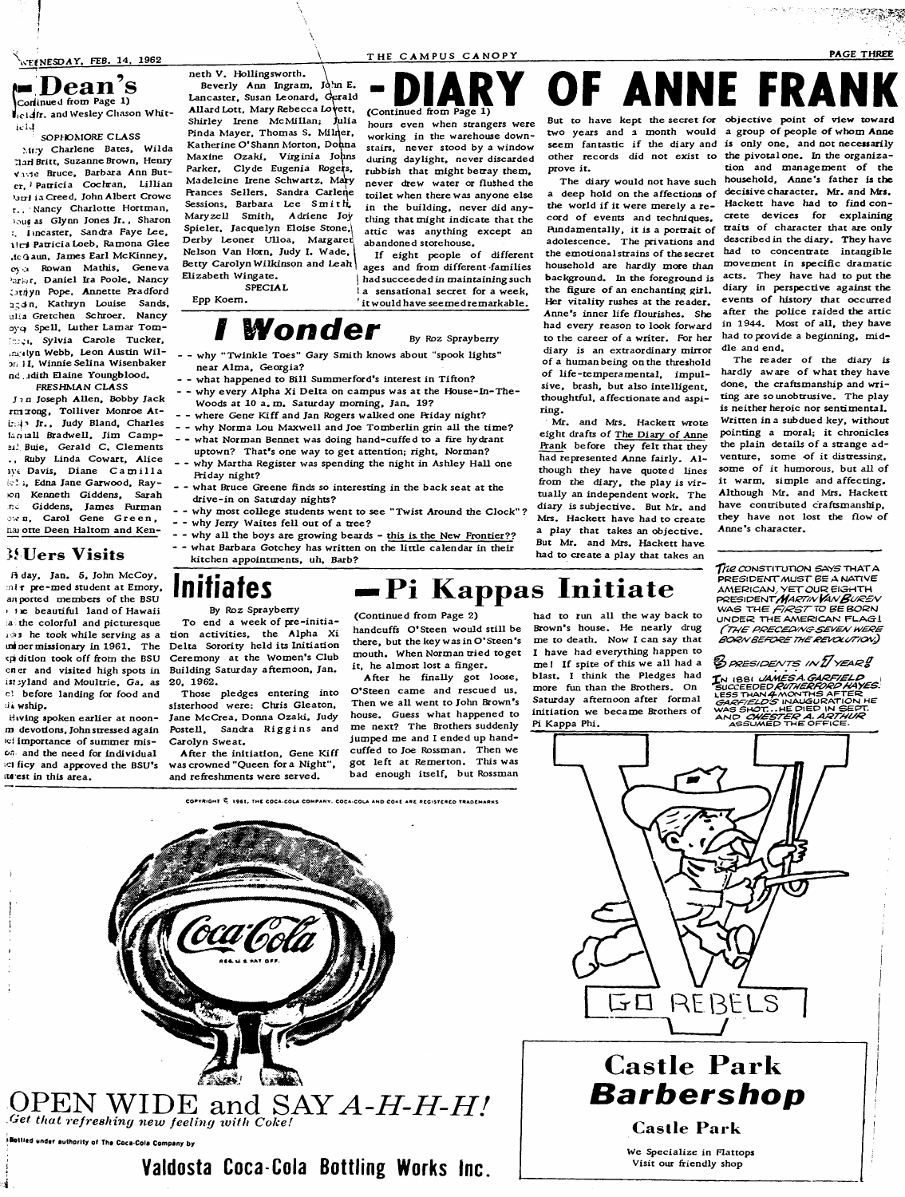## Dean's

(Continued from Page 1)

...Jr. and Wesley Chason Whitfield

SOPHOMORE CLASS

Mary Charlene Bates, Wilda Carol Britt, Suzanne Brown, Henry Wayne Bruce, Barbara Ann Butler, Patricia Cochran, Lillian Patricia Creed, John Albert Crowe Jr., Nancy Charlotte Hortman, Douglas Glynn Jones Jr., Sharon Lancaster, Sandra Faye Lee, Ethel Patricia Loeb, Ramona Glee McGaun, James Earl McKinney, Rowan Mathis, Geneva Parker, Daniel Ira Poole, Nancy Carolyn Pope, Annette Pradford ...din, Kathryn Louise Sands, Julia Gretchen Schroer, Nancy Spell, Luther Lamar Tom..., Sylvia Carole Tucker, Marilyn Webb, Leon Austin Wilson II, Winnie Selina Wisenbaker and Judith Elaine Youngblood.

FRESHMAN CLASS

John Joseph Allen, Bobby Jack Armstrong, Tolliver Monroe Atkins Jr., Judy Bland, Charles Randall Bradwell, Jim Campbell Buie, Gerald C. Clements ..., Ruby Linda Cowart, Alice Faye Davis, Diane Camilla ..., Edna Jane Garwood, Raymon Kenneth Giddens, Sarah ... Giddens, James Furman ...n, Carol Gene Green, Charlotte Deen Haltom and Kenneth V. Hollingsworth.

Beverly Ann Ingram, John E. Lancaster, Susan Leonard, Gerald Allard Lott, Mary Rebecca Lovett, Shirley Irene McMillan; Julia Pinda Mayer, Thomas S. Milner, Katherine O'Shann Morton, Donna Maxine Ozaki, Virginia Johns Parker, Clyde Eugenia Rogers, Madeleine Irene Schwartz, Mary Frances Sellers, Sandra Carlene Sessions, Barbara Lee Smith, Maryzell Smith, Adriene Joy Spieler, Jacquelyn Eloise Stone, Derby Leoner Ulloa, Margaret Nelson Van Horn, Judy I. Wade, Betty Carolyn Wilkinson and Leah Elizabeth Wingate.

SPECIAL

Epp Koem.

## BSUers Visits

Friday, Jan. 5, John McCoy, ... pre-med student at Emory, ...ported members of the BSU ... the beautiful land of Hawaii ... the colorful and picturesque ... he took while serving as a summer missionary in 1961. The expedition took off from the BSU center and visited high spots in Maryland and Moultrie, Ga. as ... before landing for food and worship.

Having spoken earlier at noon-day devotions, John stressed again the importance of summer missions and the need for individual ...ficy and approved the BSU's interest in this area.

# DIARY OF ANNE FRANK

(Continued from Page 1)

hours even when strangers were working in the warehouse downstairs, never stood by a window during daylight, never discarded rubbish that might betray them, never drew water or flushed the toilet when there was anyone else in the building, never did anything that might indicate that the attic was anything except an abandoned storehouse.

If eight people of different ages and from different families had succeeded in maintaining such a sensational secret for a week, it would have seemed remarkable. But to have kept the secret for two years and a month would seem fantastic if the diary and other records did not exist to prove it.

The diary would not have such a deep hold on the affections of the world if it were merely a record of events and techniques. Fundamentally, it is a portrait of adolescence. The privations and the emotional strains of the secret household are hardly more than background. In the foreground is the figure of an enchanting girl. Her vitality rushes at the reader. Anne's inner life flourishes. She had every reason to look forward to the career of a writer. For her diary is an extraordinary mirror of a human being on the threshold of life-temperamental, impulsive, brash, but also intelligent, thoughtful, affectionate and aspiring.

Mr. and Mrs. Hackett wrote eight drafts of The Diary of Anne Frank before they felt that they had represented Anne fairly. Although they have quoted lines from the diary, the play is virtually an independent work. The diary is subjective. But Mr. and Mrs. Hackett have had to create a play that takes an objective. But Mr. and Mrs. Hackett have had to create a play that takes an objective point of view toward a group of people of whom Anne is only one, and not necessarily the pivotal one. In the organization and management of the household, Anne's father is the decisive character. Mr. and Mrs. Hackett have had to find concrete devices for explaining traits of character that are only described in the diary. They have had to concentrate intangible movement in specific dramatic acts. They have had to put the diary in perspective against the events of history that occurred after the police raided the attic in 1944. Most of all, they have had to provide a beginning, middle and end.

The reader of the diary is hardly aware of what they have done, the craftsmanship and writing are so unobtrusive. The play is neither heroic nor sentimental. Written in a subdued key, without pointing a moral; it chronicles the plain details of a strange adventure, some of it distressing, some of it humorous, but all of it warm, simple and affecting. Although Mr. and Mrs. Hackett have contributed craftsmanship, they have not lost the flow of Anne's character.

## I Wonder

By Roz Sprayberry

- - why "Twinkle Toes" Gary Smith knows about "spook lights" near Alma, Georgia?
- - what happened to Bill Summerford's interest in Tifton?
- - why every Alpha Xi Delta on campus was at the House-In-The-Woods at 10 a.m. Saturday morning, Jan. 19?
- - where Gene Kiff and Jan Rogers walked one Friday night?
- - why Norma Lou Maxwell and Joe Tomberlin grin all the time?
- - what Norman Bennet was doing hand-cuffed to a fire hydrant uptown? That's one way to get attention; right, Norman?
- - why Martha Register was spending the night in Ashley Hall one Friday night?
- - what Bruce Greene finds so interesting in the back seat at the drive-in on Saturday nights?
- - why most college students went to see "Twist Around the Clock"?
- - why Jerry Waites fell out of a tree?
- - why all the boys are growing beards - this is the New Frontier??
- - what Barbara Gotchey has written on the little calendar in their kitchen appointments, uh, Barb?

## Initiates

By Roz Sprayberry

To end a week of pre-initiation activities, the Alpha Xi Delta Sorority held its Initiation Ceremony at the Women's Club Building Saturday afternoon, Jan. 20, 1962.

Those pledges entering into sisterhood were: Chris Gleaton, Jane McCrea, Donna Ozaki, Judy Postell, Sandra Riggins and Carolyn Sweat.

After the initiation, Gene Kiff was crowned "Queen for a Night", and refreshments were served.

## Pi Kappas Initiate

(Continued from Page 2)

handcuffs O'Steen would still be there, but the key was in O'Steen's mouth. When Norman tried to get it, he almost lost a finger.

After he finally got loose, O'Steen came and rescued us. Then we all went to John Brown's house. Guess what happened to me next? The Brothers suddenly jumped me and I ended up handcuffed to Joe Rossman. Then we got left at Remerton. This was bad enough itself, but Rossman had to run all the way back to Brown's house. He nearly drug me to death. Now I can say that I have had everything happen to me! If spite of this we all had a blast. I think the Pledges had more fun than the Brothers. On Saturday afternoon after formal initiation we became Brothers of Pi Kappa Phi.

THE CONSTITUTION SAYS THAT A PRESIDENT MUST BE A NATIVE AMERICAN, YET OUR EIGHTH PRESIDENT MARTIN VAN BUREN WAS THE FIRST TO BE BORN UNDER THE AMERICAN FLAG! (THE PRECEDING SEVEN WERE BORN BEFORE THE REVOLUTION.)

3 PRESIDENTS IN 1 YEAR!

IN 1881 JAMES A. GARFIELD SUCCEEDED RUTHERFORD HAYES. LESS THAN 4 MONTHS AFTER GARFIELD'S INAUGURATION HE WAS SHOT... HE DIED IN SEPT. AND CHESTER A. ARTHUR ASSUMED THE OFFICE.

COPYRIGHT © 1961, THE COCA-COLA COMPANY. COCA-COLA AND COKE ARE REGISTERED TRADEMARKS

Coca-Cola

REG. U.S. PAT. OFF.

OPEN WIDE and SAY *A-H-H-H!*

*Get that refreshing new feeling with Coke!*

Bottled under authority of The Coca-Cola Company by

**Valdosta Coca-Cola Bottling Works Inc.**

GO REBELS

# Castle Park Barbershop

**Castle Park**

We Specialize in Flattops
Visit our friendly shop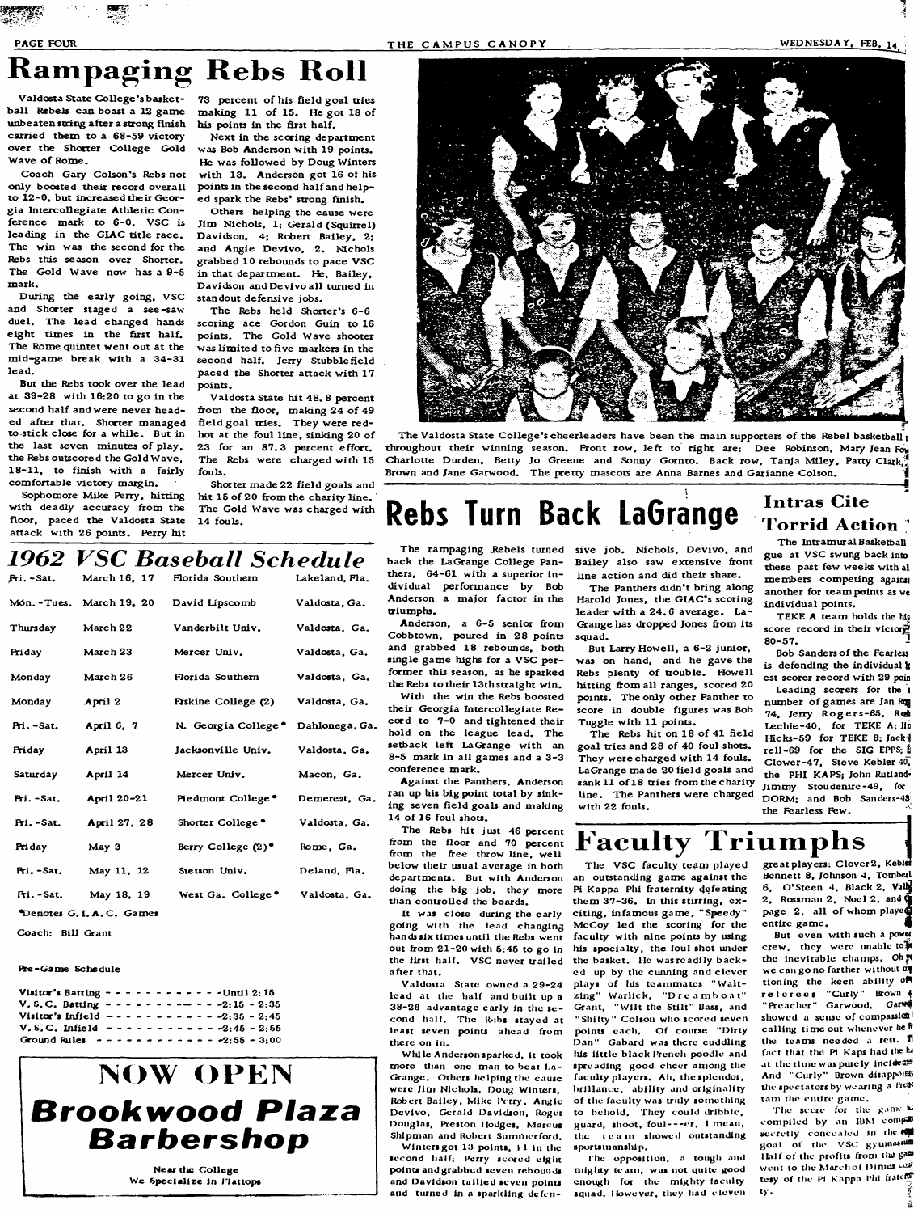# Rampaging Rebs Roll

Valdosta State College's basketball Rebels can boast a 12 game unbeaten string after a strong finish carried them to a 68-59 victory over the Shorter College Gold Wave of Rome.

Coach Gary Colson's Rebs not only boosted their record overall to 12-0, but increased their Georgia Intercollegiate Athletic Conference mark to 6-0. VSC is leading in the GIAC title race. The win was the second for the Rebs this season over Shorter. The Gold Wave now has a 9-5 mark.

During the early going, VSC and Shorter staged a see-saw duel. The lead changed hands eight times in the first half. The Rome quintet went out at the mid-game break with a 34-31 lead.

But the Rebs took over the lead at 39-28 with 16:20 to go in the second half and were never headed after that. Shorter managed to stick close for a while. But in the last seven minutes of play, the Rebs outscored the Gold Wave, 18-11, to finish with a fairly comfortable victory margin.

Sophomore Mike Perry, hitting with deadly accuracy from the floor, paced the Valdosta State attack with 26 points. Perry hit 73 percent of his field goal tries making 11 of 15. He got 18 of his points in the first half.

Next in the scoring department was Bob Anderson with 19 points. He was followed by Doug Winters with 13. Anderson got 16 of his points in the second half and helped spark the Rebs' strong finish.

Others helping the cause were Jim Nichols, 1; Gerald (Squirrel) Davidson, 4; Robert Bailey, 2; and Angie Devivo, 2. Nichols grabbed 10 rebounds to pace VSC in that department. He, Bailey, Davidson and Devivo all turned in standout defensive jobs.

The Rebs held Shorter's 6-6 scoring ace Gordon Guin to 16 points. The Gold Wave shooter was limited to five markers in the second half. Jerry Stubblefield paced the Shorter attack with 17 points.

Valdosta State hit 48.8 percent from the floor, making 24 of 49 field goal tries. They were red-hot at the foul line, sinking 20 of 23 for an 87.3 percent effort. The Rebs were charged with 15 fouls.

Shorter made 22 field goals and hit 15 of 20 from the charity line. The Gold Wave was charged with 14 fouls.

The Valdosta State College's cheerleaders have been the main supporters of the Rebel basketball team throughout their winning season. Front row, left to right are: Dee Robinson, Mary Jean Fo..., Charlotte Durden, Betty Jo Greene and Sonny Gornto. Back row, Tanja Miley, Patty Clark, ... Brown and Jane Garwood. The pretty mascots are Anna Barnes and Garianne Colson.

## 1962 VSC Baseball Schedule

| | | | |
|---|---|---|---|
| Fri.-Sat. | March 16, 17 | Florida Southern | Lakeland, Fla. |
| Mon.-Tues. | March 19, 20 | David Lipscomb | Valdosta, Ga. |
| Thursday | March 22 | Vanderbilt Univ. | Valdosta, Ga. |
| Friday | March 23 | Mercer Univ. | Valdosta, Ga. |
| Monday | March 26 | Florida Southern | Valdosta, Ga. |
| Monday | April 2 | Erskine College (2) | Valdosta, Ga. |
| Fri.-Sat. | April 6, 7 | N. Georgia College* | Dahlonega, Ga. |
| Friday | April 13 | Jacksonville Univ. | Valdosta, Ga. |
| Saturday | April 14 | Mercer Univ. | Macon, Ga. |
| Fri.-Sat. | April 20-21 | Piedmont College* | Demerest, Ga. |
| Fri.-Sat. | April 27, 28 | Shorter College* | Valdosta, Ga. |
| Friday | May 3 | Berry College (2)* | Rome, Ga. |
| Fri.-Sat. | May 11, 12 | Stetson Univ. | Deland, Fla. |
| Fri.-Sat. | May 18, 19 | West Ga. College* | Valdosta, Ga. |

*Denotes G.I.A.C. Games

Coach: Bill Grant

Pre-Game Schedule

| | |
|---|---|
| Visitor's Batting | Until 2:15 |
| V.S.C. Batting | 2:15 - 2:35 |
| Visitor's Infield | 2:35 - 2:45 |
| V.S.C. Infield | 2:45 - 2:55 |
| Ground Rules | 2:55 - 3:00 |

# NOW OPEN
## Brookwood Plaza Barbershop

Near the College
We Specialize in Flattops

# Rebs Turn Back LaGrange

The rampaging Rebels turned back the LaGrange College Panthers, 64-61 with a superior individual performance by Bob Anderson a major factor in the triumphs.

Anderson, a 6-5 senior from Cobbtown, poured in 28 points and grabbed 18 rebounds, both single game highs for a VSC performer this season, as he sparked the Rebs to their 13th straight win.

With the win the Rebs boosted their Georgia Intercollegiate Record to 7-0 and tightened their hold on the league lead. The setback left LaGrange with an 8-5 mark in all games and a 3-3 conference mark.

Against the Panthers, Anderson ran up his big point total by sinking seven field goals and making 14 of 16 foul shots.

The Rebs hit just 46 percent from the floor and 70 percent from the free throw line, well below their usual average in both departments. But with Anderson doing the big job, they more than controlled the boards.

It was close during the early going with the lead changing hands six times until the Rebs went out from 21-20 with 5:45 to go in the first half. VSC never trailed after that.

Valdosta State owned a 29-24 lead at the half and built up a 38-26 advantage early in the second half. The Rebs stayed at least seven points ahead from there on in.

While Anderson sparked, it took more than one man to beat LaGrange. Others helping the cause were Jim Nichols, Doug Winters, Robert Bailey, Mike Perry, Angie Devivo, Gerald Davidson, Roger Douglas, Preston Hodges, Marcus Shipman and Robert Summerford.

Winters got 13 points, 11 in the second half; Perry scored eight points and grabbed seven rebounds and Davidson tallied seven points and turned in a sparkling defensive job. Nichols, Devivo, and Bailey also saw extensive front line action and did their share.

The Panthers didn't bring along Harold Jones, the GIAC's scoring leader with a 24.6 average. LaGrange has dropped Jones from its squad.

But Larry Howell, a 6-2 junior, was on hand, and he gave the Rebs plenty of trouble. Howell hitting from all ranges, scored 20 points. The only other Panther to score in double figures was Bob Tuggle with 11 points.

The Rebs hit on 18 of 41 field goal tries and 28 of 40 foul shots. They were charged with 14 fouls. LaGrange made 20 field goals and sank 11 of 18 tries from the charity line. The Panthers were charged with 22 fouls.

# Intras Cite Torrid Action

The Intramural Basketball League at VSC swung back into ... these past few weeks with al... members competing against another for team points as we... individual points.

TEKE A team holds the high score record in their victory 80-57.

Bob Sanders of the Fearless is defending the individual h...est scorer record with 29 points.

Leading scorers for the ... number of games are Jan R... 74, Jerry Rogers-65, Ro... Lechie-40, for TEKE A; Ji... Hicks-59 for TEKE B; Jack... rell-69 for the SIG EPPS; ... Clower-47, Steve Kebler 40, the PHI KAPS; John Rutland... Jimmy Stoudenire-49, for DORM; and Bob Sanders-48, the Fearless Few.

# Faculty Triumphs

The VSC faculty team played an outstanding game against the Pi Kappa Phi fraternity defeating them 37-36. In this stirring, exciting, infamous game, "Speedy" McCoy led the scoring for the faculty with nine points by using his specialty, the foul shot under the basket. He was readily backed up by the cunning and clever plays of his teammates "Waltzing" Warlick, "Dreamboat" Grant, "Wilt the Stilt" Bass, and "Shifty" Colson who scored seven points each. Of course "Dirty Dan" Gabard was there cuddling his little black French poodle and spreading good cheer among the faculty players. Ah, the splendor, brilliance, ability and originality of the faculty was truly something to behold. They could dribble, guard, shoot, foul---er, I mean, the team showed outstanding sportsmanship.

The opposition, a tough and mighty team, was not quite good enough for the mighty faculty squad. However, they had eleven great players: Clover 2, Kebler ..., Bennett 8, Johnson 4, Tomberl..., 6, O'Steen 4, Black 2, Vall..., 2, Rossman 2, Noel 2, and G... page 2, all of whom played the entire game.

But even with such a power... crew, they were unable to ... the inevitable champs. Oh ... we can go no farther without m...tioning the keen ability of ... referees "Curly" Brown ... "Preacher" Garwood. Garwood showed a sense of compassion calling time out whenever he ... the teams needed a rest. The fact that the Pi Kaps had the ba... at the time was purely incidental. And "Curly" Brown disappointed the spectators by wearing a fre... tam the entire game.

The score for the game ... compiled by an IBM comp... secretly concealed in the ... goal of the VSC gymnasium. Half of the profits from the game went to the March of Dimes cou...tesy of the Pi Kappa Phi fraternity.